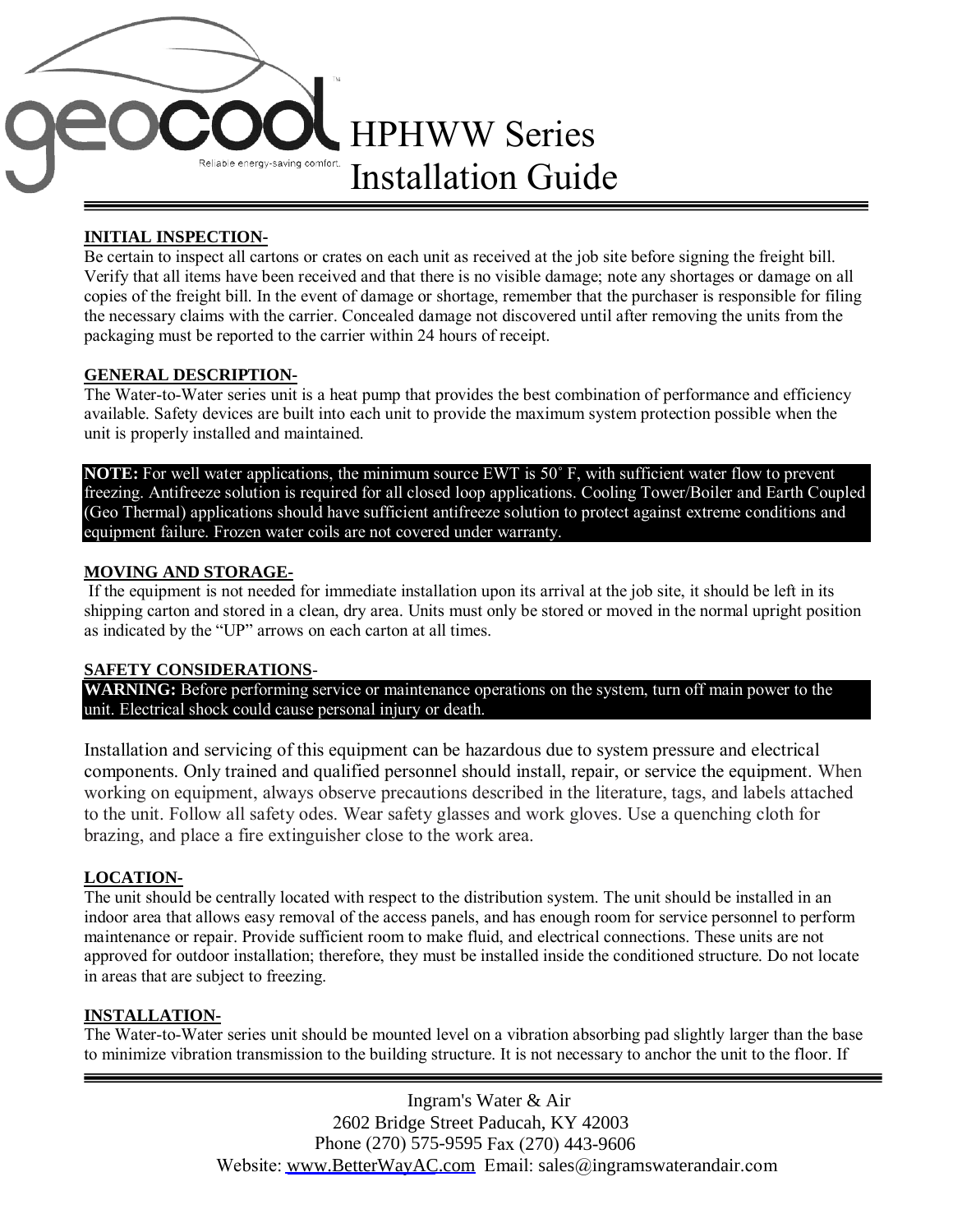# HPHWW Series Installation Guide

**INITIAL INSPECTION-**

Be certain to inspect all cartons or crates on each unit as received at the job site before signing the freight bill. Verify that all items have been received and that there is no visible damage; note any shortages or damage on all copies of the freight bill. In the event of damage or shortage, remember that the purchaser is responsible for filing the necessary claims with the carrier. Concealed damage not discovered until after removing the units from the packaging must be reported to the carrier within 24 hours of receipt.

**GENERAL DESCRIPTION-**

The Water-to-Water series unit is a heat pump that provides the best combination of performance and efficiency available. Safety devices are built into each unit to provide the maximum system protection possible when the unit is properly installed and maintained.

**NOTE:** For well water applications, the minimum source EWT is 50˚ F, with sufficient water flow to prevent freezing. Antifreeze solution is required for all closed loop applications. Cooling Tower/Boiler and Earth Coupled (Geo Thermal) applications should have sufficient antifreeze solution to protect against extreme conditions and equipment failure. Frozen water coils are not covered under warranty.

**MOVING AND STORAGE-**

If the equipment is not needed for immediate installation upon its arrival at the job site, it should be left in its shipping carton and stored in a clean, dry area. Units must only be stored or moved in the normal upright position as indicated by the "UP" arrows on each carton at all times.

**SAFETY CONSIDERATIONS-**

**WARNING:** Before performing service or maintenance operations on the system, turn off main power to the unit. Electrical shock could cause personal injury or death.

Installation and servicing of this equipment can be hazardous due to system pressure and electrical components. Only trained and qualified personnel should install, repair, or service the equipment. When working on equipment, always observe precautions described in the literature, tags, and labels attached to the unit. Follow all safety odes. Wear safety glasses and work gloves. Use a quenching cloth for brazing, and place a fire extinguisher close to the work area.

**LOCATION-**

The unit should be centrally located with respect to the distribution system. The unit should be installed in an indoor area that allows easy removal of the access panels, and has enough room for service personnel to perform maintenance or repair. Provide sufficient room to make fluid, and electrical connections. These units are not approved for outdoor installation; therefore, they must be installed inside the conditioned structure. Do not locate in areas that are subject to freezing.

**INSTALLATION-**

The Water-to-Water series unit should be mounted level on a vibration absorbing pad slightly larger than the base to minimize vibration transmission to the building structure. It is not necessary to anchor the unit to the floor. If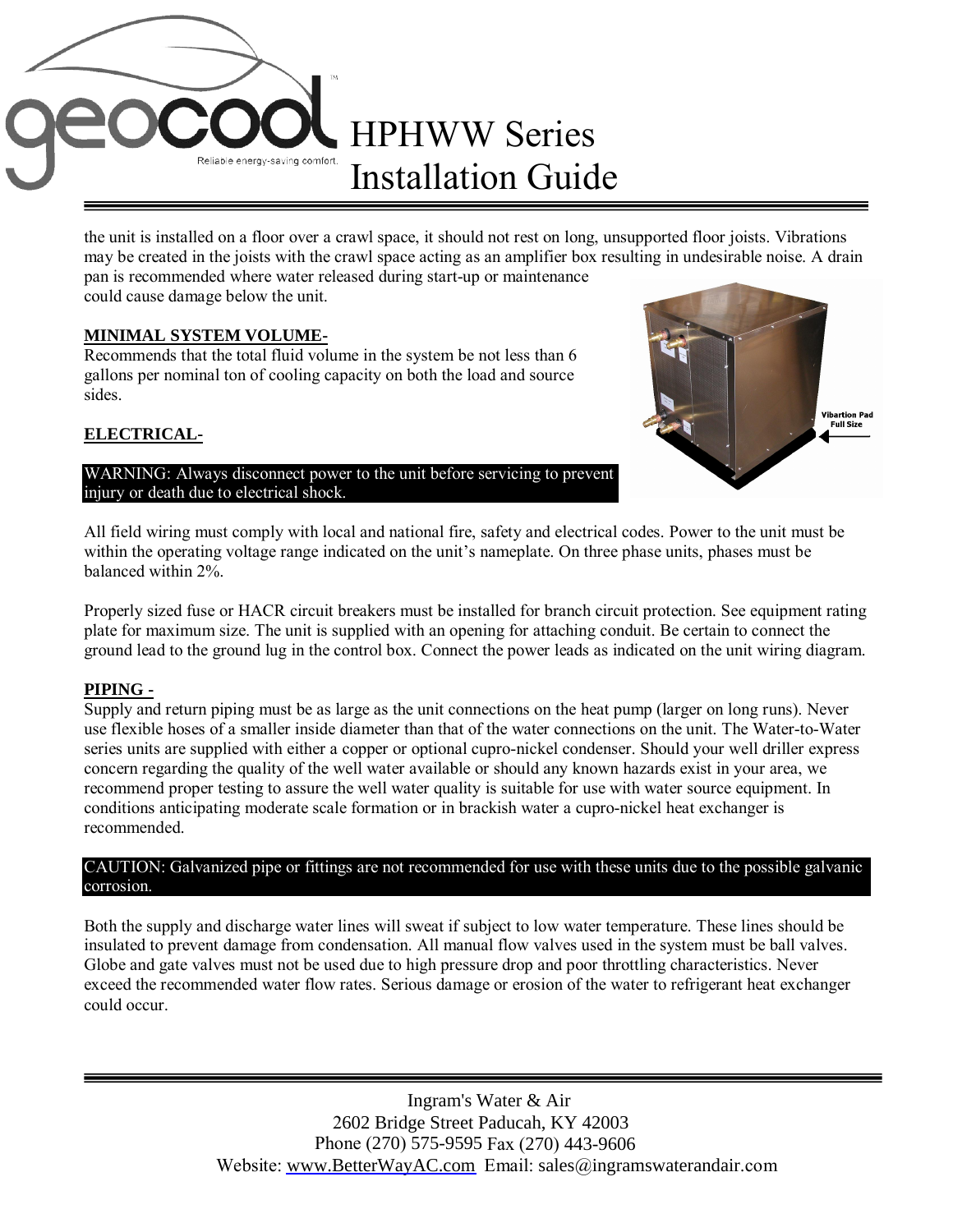the unit is installed on a floor over a crawl space, it should not rest on long, unsupported floor joists. Vibrations may be created in the joists with the crawl space acting as an amplifier box resulting in undesirable noise. A drain pan is recommended where water released during start-up or maintenance could cause damage below the unit.

## MINIMAL SYSTEM VOLUME-

Recommends that the total fluid volume in the system be not less than 6 gallons per nominal ton of cooling capacity on both the load and source sides.

## ELECTRICAL-

**WARNING: Always disconnect power to the unit before servicing to prevent injury or death due to electrical shock.**

All field wiring must comply with local and national fire, safety and electrical codes. Power to the unit must be within the operating voltage range indicated on the unit's nameplate. On three phase units, phases must be balanced within 2%.

Properly sized fuse or HACR circuit breakers must be installed for branch circuit protection. See equipment rating plate for maximum size. The unit is supplied with an opening for attaching conduit. Be certain to connect the ground lead to the ground lug in the control box. Connect the power leads as indicated on the unit wiring diagram.

## PIPING -

Supply and return piping must be as large as the unit connections on the heat pump (larger on long runs). Never use flexible hoses of a smaller inside diameter than that of the water connections on the unit. The Water-to-Water series units are supplied with either a copper or optional cupro-nickel condenser. Should your well driller express concern regarding the quality of the well water available or should any known hazards exist in your area, we recommend proper testing to assure the well water quality is suitable for use with water source equipment. In conditions anticipating moderate scale formation or in brackish water a cupro-nickel heat exchanger is recommended.

**CAUTION: Galvanized pipe or fittings are not recommended for use with these units due to the possible galvanic corrosion.**

Both the supply and discharge water lines will sweat if subject to low water temperature. These lines should be insulated to prevent damage from condensation. All manual flow valves used in the system must be ball valves. Globe and gate valves must not be used due to high pressure drop and poor throttling characteristics. Never exceed the recommended water flow rates. Serious damage or erosion of the water to refrigerant heat exchanger could occur.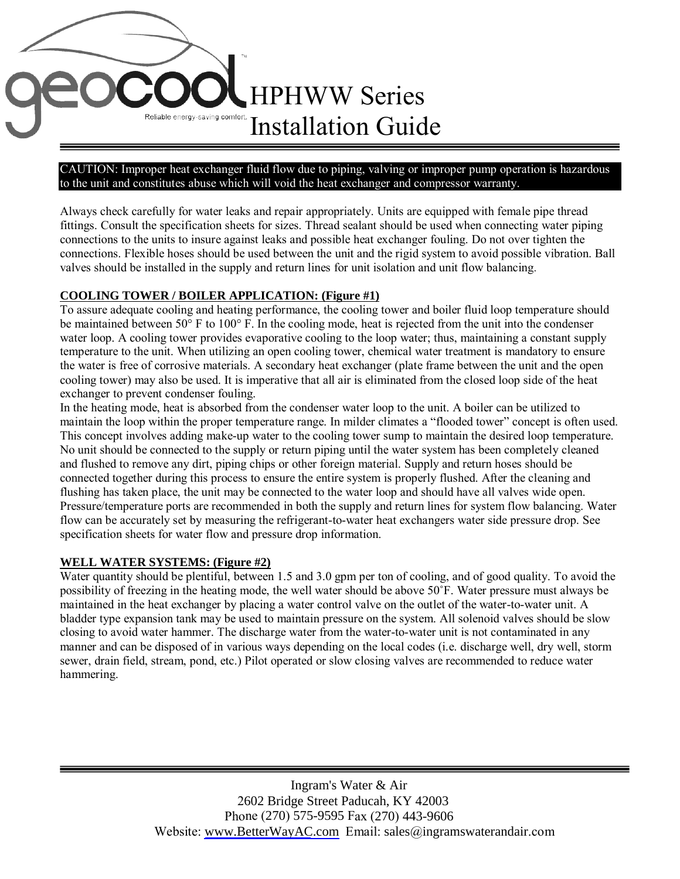# HPHWW Series Installation Guide

**CAUTION: Improper heat exchanger fluid flow due to piping, valving or improper pump operation is hazardous to the unit and constitutes abuse which will void the heat exchanger and compressor warranty.**

Always check carefully for water leaks and repair appropriately. Units are equipped with female pipe thread fittings. Consult the specification sheets for sizes. Thread sealant should be used when connecting water piping connections to the units to insure against leaks and possible heat exchanger fouling. Do not over tighten the connections. Flexible hoses should be used between the unit and the rigid system to avoid possible vibration. Ball valves should be installed in the supply and return lines for unit isolation and unit flow balancing.

**COOLING TOWER / BOILER APPLICATION: (Figure #1)**

To assure adequate cooling and heating performance, the cooling tower and boiler fluid loop temperature should be maintained between 50° F to 100° F. In the cooling mode, heat is rejected from the unit into the condenser water loop. A cooling tower provides evaporative cooling to the loop water; thus, maintaining a constant supply temperature to the unit. When utilizing an open cooling tower, chemical water treatment is mandatory to ensure the water is free of corrosive materials. A secondary heat exchanger (plate frame between the unit and the open cooling tower) may also be used. It is imperative that all air is eliminated from the closed loop side of the heat exchanger to prevent condenser fouling.

In the heating mode, heat is absorbed from the condenser water loop to the unit. A boiler can be utilized to maintain the loop within the proper temperature range. In milder climates a "flooded tower" concept is often used. This concept involves adding make-up water to the cooling tower sump to maintain the desired loop temperature. No unit should be connected to the supply or return piping until the water system has been completely cleaned and flushed to remove any dirt, piping chips or other foreign material. Supply and return hoses should be connected together during this process to ensure the entire system is properly flushed. After the cleaning and flushing has taken place, the unit may be connected to the water loop and should have all valves wide open. Pressure/temperature ports are recommended in both the supply and return lines for system flow balancing. Water flow can be accurately set by measuring the refrigerant-to-water heat exchangers water side pressure drop. See specification sheets for water flow and pressure drop information.

**WELL WATER SYSTEMS: (Figure #2)**

Water quantity should be plentiful, between 1.5 and 3.0 gpm per ton of cooling, and of good quality. To avoid the possibility of freezing in the heating mode, the well water should be above 50˚F. Water pressure must always be maintained in the heat exchanger by placing a water control valve on the outlet of the water-to-water unit. A bladder type expansion tank may be used to maintain pressure on the system. All solenoid valves should be slow closing to avoid water hammer. The discharge water from the water-to-water unit is not contaminated in any manner and can be disposed of in various ways depending on the local codes (i.e. discharge well, dry well, storm sewer, drain field, stream, pond, etc.) Pilot operated or slow closing valves are recommended to reduce water hammering.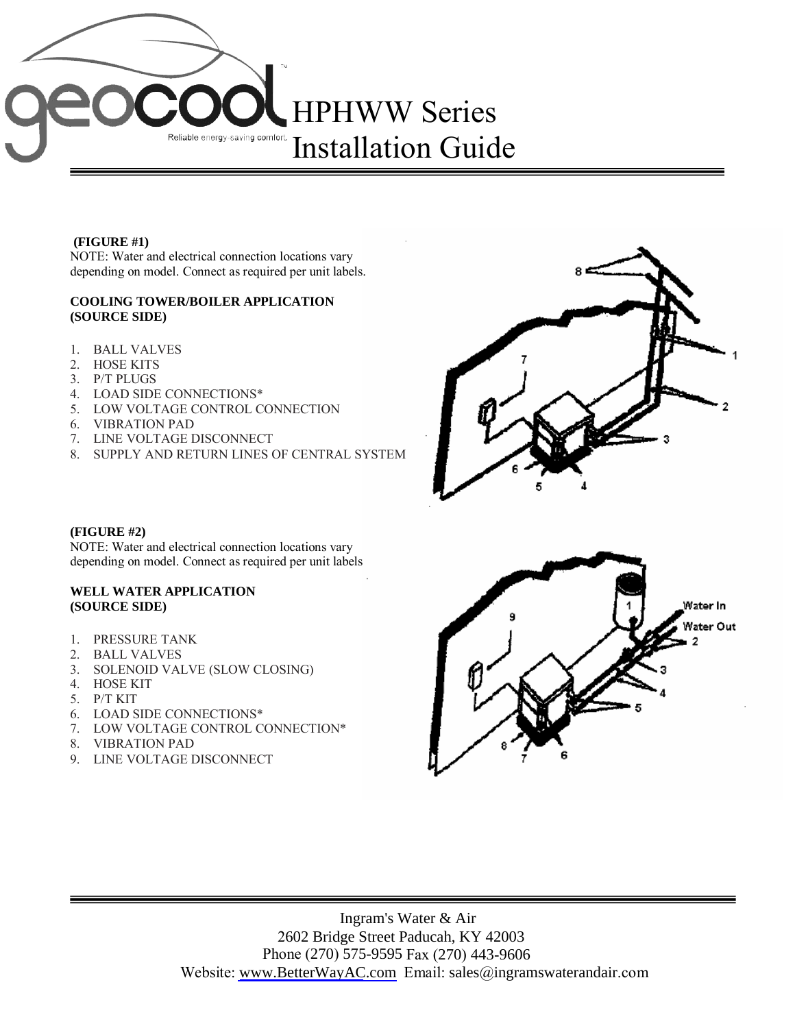# HPHWW Series Installation Guide

**(FIGURE #1)**

NOTE: Water and electrical connection locations vary depending on model. Connect as required per unit labels.

**COOLING TOWER/BOILER APPLICATION (SOURCE SIDE)**

1. BALL VALVES
2. HOSE KITS
3. P/T PLUGS
4. LOAD SIDE CONNECTIONS*
5. LOW VOLTAGE CONTROL CONNECTION
6. VIBRATION PAD
7. LINE VOLTAGE DISCONNECT
8. SUPPLY AND RETURN LINES OF CENTRAL SYSTEM

**(FIGURE #2)**

NOTE: Water and electrical connection locations vary depending on model. Connect as required per unit labels

**WELL WATER APPLICATION (SOURCE SIDE)**

1. PRESSURE TANK
2. BALL VALVES
3. SOLENOID VALVE (SLOW CLOSING)
4. HOSE KIT
5. P/T KIT
6. LOAD SIDE CONNECTIONS*
7. LOW VOLTAGE CONTROL CONNECTION*
8. VIBRATION PAD
9. LINE VOLTAGE DISCONNECT

Water In

Water Out

Ingram's Water & Air
2602 Bridge Street Paducah, KY 42003
Phone (270) 575-9595 Fax (270) 443-9606
Website: www.BetterWayAC.com Email: sales@ingramswaterandair.com